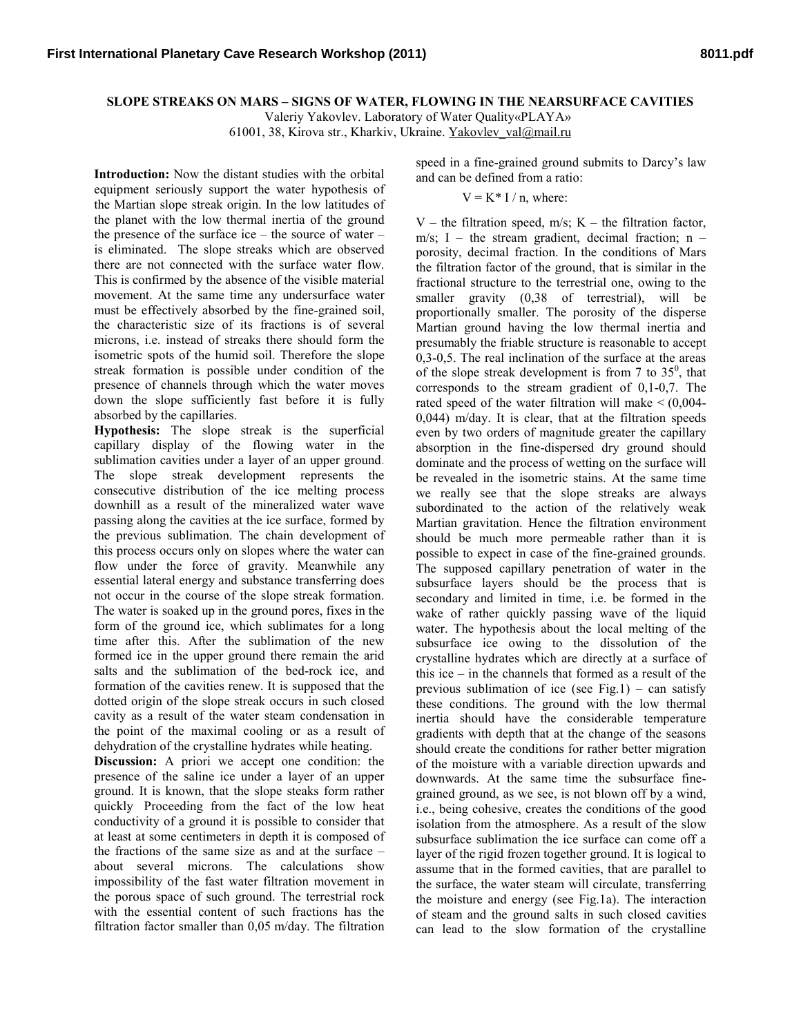**SLOPE STREAKS ON MARS – SIGNS OF WATER, FLOWING IN THE NEARSURFACE CAVITIES**
Valeriy Yakovlev. Laboratory of Water Quality«PLAYA»
61001, 38, Kirova str., Kharkiv, Ukraine. Yakovlev_val@mail.ru

**Introduction:** Now the distant studies with the orbital equipment seriously support the water hypothesis of the Martian slope streak origin. In the low latitudes of the planet with the low thermal inertia of the ground the presence of the surface ice – the source of water – is eliminated. The slope streaks which are observed there are not connected with the surface water flow. This is confirmed by the absence of the visible material movement. At the same time any undersurface water must be effectively absorbed by the fine-grained soil, the characteristic size of its fractions is of several microns, i.e. instead of streaks there should form the isometric spots of the humid soil. Therefore the slope streak formation is possible under condition of the presence of channels through which the water moves down the slope sufficiently fast before it is fully absorbed by the capillaries.

**Hypothesis:** The slope streak is the superficial capillary display of the flowing water in the sublimation cavities under a layer of an upper ground. The slope streak development represents the consecutive distribution of the ice melting process downhill as a result of the mineralized water wave passing along the cavities at the ice surface, formed by the previous sublimation. The chain development of this process occurs only on slopes where the water can flow under the force of gravity. Meanwhile any essential lateral energy and substance transferring does not occur in the course of the slope streak formation. The water is soaked up in the ground pores, fixes in the form of the ground ice, which sublimates for a long time after this. After the sublimation of the new formed ice in the upper ground there remain the arid salts and the sublimation of the bed-rock ice, and formation of the cavities renew. It is supposed that the dotted origin of the slope streak occurs in such closed cavity as a result of the water steam condensation in the point of the maximal cooling or as a result of dehydration of the crystalline hydrates while heating.

**Discussion:** A priori we accept one condition: the presence of the saline ice under a layer of an upper ground. It is known, that the slope steaks form rather quickly Proceeding from the fact of the low heat conductivity of a ground it is possible to consider that at least at some centimeters in depth it is composed of the fractions of the same size as and at the surface – about several microns. The calculations show impossibility of the fast water filtration movement in the porous space of such ground. The terrestrial rock with the essential content of such fractions has the filtration factor smaller than 0,05 m/day. The filtration speed in a fine-grained ground submits to Darcy's law and can be defined from a ratio:

$$V = K^* I / n, \text{ where:}$$

$V$ – the filtration speed, m/s; $K$ – the filtration factor, m/s; $I$ – the stream gradient, decimal fraction; $n$ – porosity, decimal fraction. In the conditions of Mars the filtration factor of the ground, that is similar in the fractional structure to the terrestrial one, owing to the smaller gravity (0,38 of terrestrial), will be proportionally smaller. The porosity of the disperse Martian ground having the low thermal inertia and presumably the friable structure is reasonable to accept 0,3-0,5. The real inclination of the surface at the areas of the slope streak development is from 7 to $35^0$, that corresponds to the stream gradient of 0,1-0,7. The rated speed of the water filtration will make < (0,004-0,044) m/day. It is clear, that at the filtration speeds even by two orders of magnitude greater the capillary absorption in the fine-dispersed dry ground should dominate and the process of wetting on the surface will be revealed in the isometric stains. At the same time we really see that the slope streaks are always subordinated to the action of the relatively weak Martian gravitation. Hence the filtration environment should be much more permeable rather than it is possible to expect in case of the fine-grained grounds. The supposed capillary penetration of water in the subsurface layers should be the process that is secondary and limited in time, i.e. be formed in the wake of rather quickly passing wave of the liquid water. The hypothesis about the local melting of the subsurface ice owing to the dissolution of the crystalline hydrates which are directly at a surface of this ice – in the channels that formed as a result of the previous sublimation of ice (see Fig.1) – can satisfy these conditions. The ground with the low thermal inertia should have the considerable temperature gradients with depth that at the change of the seasons should create the conditions for rather better migration of the moisture with a variable direction upwards and downwards. At the same time the subsurface fine-grained ground, as we see, is not blown off by a wind, i.e., being cohesive, creates the conditions of the good isolation from the atmosphere. As a result of the slow subsurface sublimation the ice surface can come off a layer of the rigid frozen together ground. It is logical to assume that in the formed cavities, that are parallel to the surface, the water steam will circulate, transferring the moisture and energy (see Fig.1a). The interaction of steam and the ground salts in such closed cavities can lead to the slow formation of the crystalline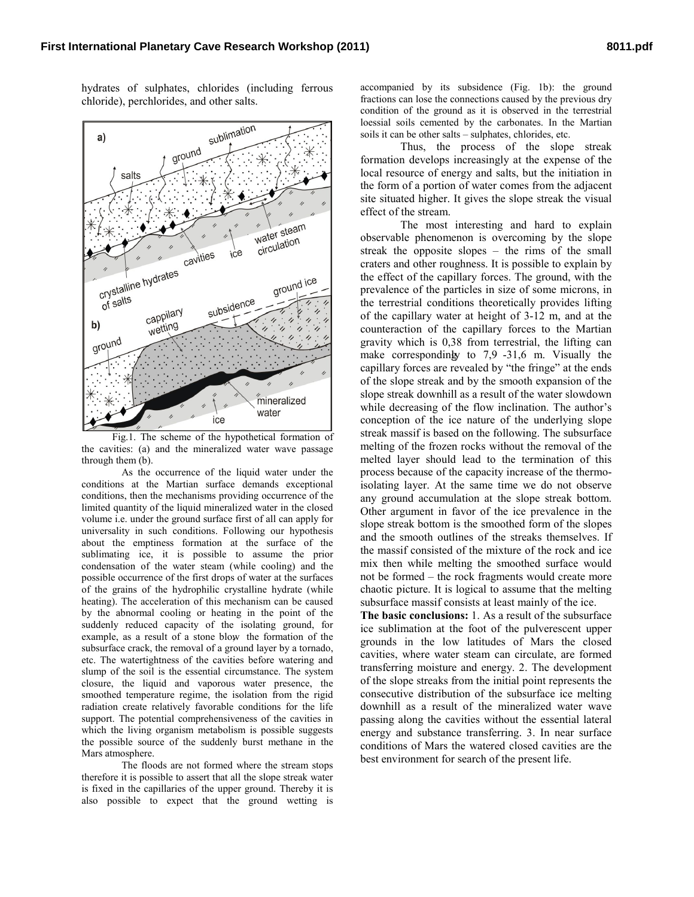hydrates of sulphates, chlorides (including ferrous chloride), perchlorides, and other salts.

a)
sublimation
ground
salts
water steam circulation
cavities
ice
crystalline hydrates of salts
ground ice
subsidence
cappilary wetting
b)
ground
mineralized water
ice

Fig.1. The scheme of the hypothetical formation of the cavities: (a) and the mineralized water wave passage through them (b).

As the occurrence of the liquid water under the conditions at the Martian surface demands exceptional conditions, then the mechanisms providing occurrence of the limited quantity of the liquid mineralized water in the closed volume i.e. under the ground surface first of all can apply for universality in such conditions. Following our hypothesis about the emptiness formation at the surface of the sublimating ice, it is possible to assume the prior condensation of the water steam (while cooling) and the possible occurrence of the first drops of water at the surfaces of the grains of the hydrophilic crystalline hydrate (while heating). The acceleration of this mechanism can be caused by the abnormal cooling or heating in the point of the suddenly reduced capacity of the isolating ground, for example, as a result of a stone blow, the formation of the subsurface crack, the removal of a ground layer by a tornado, etc. The watertightness of the cavities before watering and slump of the soil is the essential circumstance. The system closure, the liquid and vaporous water presence, the smoothed temperature regime, the isolation from the rigid radiation create relatively favorable conditions for the life support. The potential comprehensiveness of the cavities in which the living organism metabolism is possible suggests the possible source of the suddenly burst methane in the Mars atmosphere.

The floods are not formed where the stream stops therefore it is possible to assert that all the slope streak water is fixed in the capillaries of the upper ground. Thereby it is also possible to expect that the ground wetting is accompanied by its subsidence (Fig. 1b): the ground fractions can lose the connections caused by the previous dry condition of the ground as it is observed in the terrestrial loessial soils cemented by the carbonates. In the Martian soils it can be other salts – sulphates, chlorides, etc.

Thus, the process of the slope streak formation develops increasingly at the expense of the local resource of energy and salts, but the initiation in the form of a portion of water comes from the adjacent site situated higher. It gives the slope streak the visual effect of the stream.

The most interesting and hard to explain observable phenomenon is overcoming by the slope streak the opposite slopes – the rims of the small craters and other roughness. It is possible to explain by the effect of the capillary forces. The ground, with the prevalence of the particles in size of some microns, in the terrestrial conditions theoretically provides lifting of the capillary water at height of 3-12 m, and at the counteraction of the capillary forces to the Martian gravity which is 0,38 from terrestrial, the lifting can make correspondingly to 7,9 -31,6 m. Visually the capillary forces are revealed by "the fringe" at the ends of the slope streak and by the smooth expansion of the slope streak downhill as a result of the water slowdown while decreasing of the flow inclination. The author's conception of the ice nature of the underlying slope streak massif is based on the following. The subsurface melting of the frozen rocks without the removal of the melted layer should lead to the termination of this process because of the capacity increase of the thermo-isolating layer. At the same time we do not observe any ground accumulation at the slope streak bottom. Other argument in favor of the ice prevalence in the slope streak bottom is the smoothed form of the slopes and the smooth outlines of the streaks themselves. If the massif consisted of the mixture of the rock and ice mix then while melting the smoothed surface would not be formed – the rock fragments would create more chaotic picture. It is logical to assume that the melting subsurface massif consists at least mainly of the ice.

**The basic conclusions:** 1. As a result of the subsurface ice sublimation at the foot of the pulverescent upper grounds in the low latitudes of Mars the closed cavities, where water steam can circulate, are formed transferring moisture and energy. 2. The development of the slope streaks from the initial point represents the consecutive distribution of the subsurface ice melting downhill as a result of the mineralized water wave passing along the cavities without the essential lateral energy and substance transferring. 3. In near surface conditions of Mars the watered closed cavities are the best environment for search of the present life.